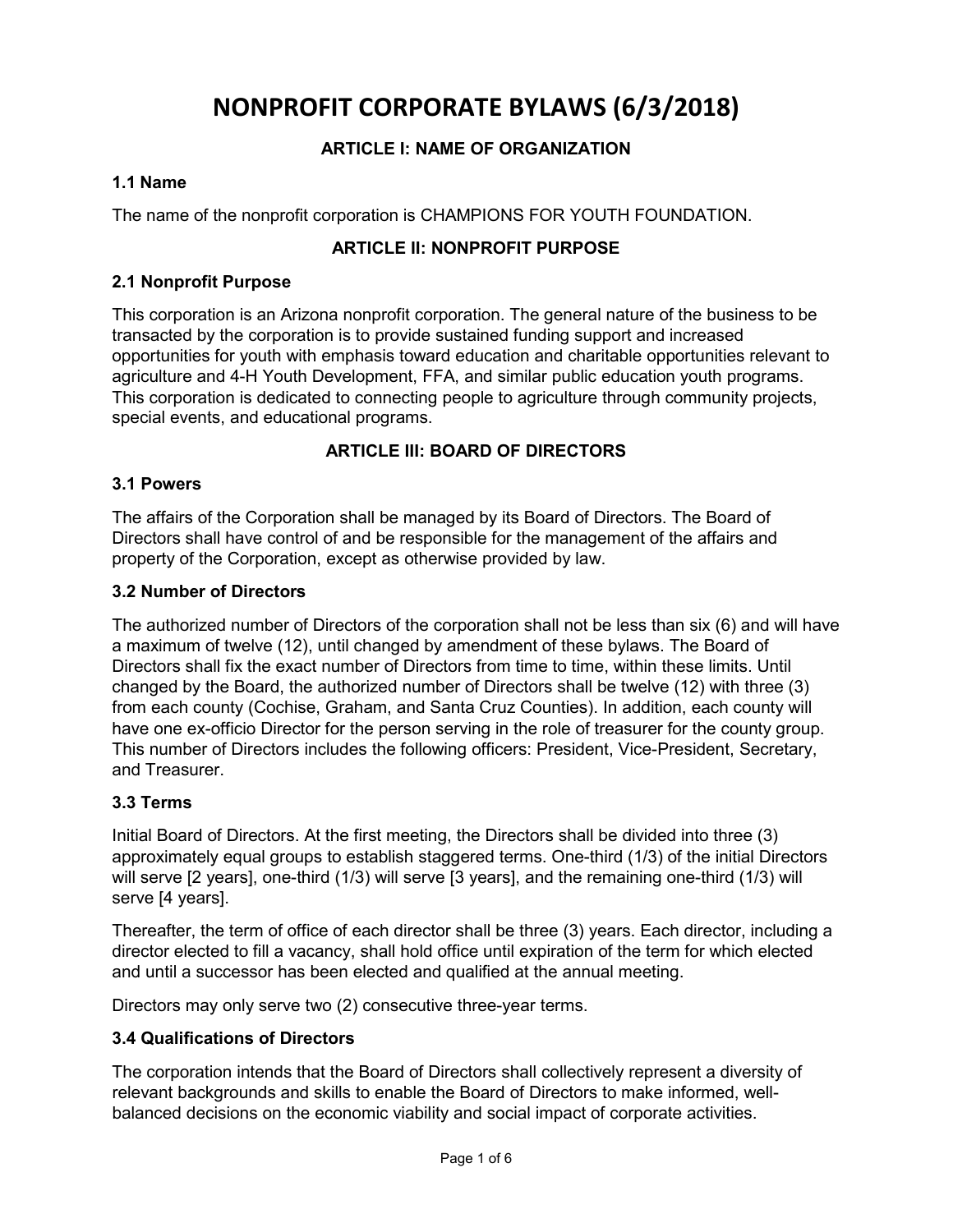# NONPROFIT CORPORATE BYLAWS (6/3/2018)

## ARTICLE I: NAME OF ORGANIZATION

### 1.1 Name

The name of the nonprofit corporation is CHAMPIONS FOR YOUTH FOUNDATION.

## ARTICLE II: NONPROFIT PURPOSE

### 2.1 Nonprofit Purpose

This corporation is an Arizona nonprofit corporation. The general nature of the business to be transacted by the corporation is to provide sustained funding support and increased opportunities for youth with emphasis toward education and charitable opportunities relevant to agriculture and 4-H Youth Development, FFA, and similar public education youth programs. This corporation is dedicated to connecting people to agriculture through community projects, special events, and educational programs.

## ARTICLE III: BOARD OF DIRECTORS

### 3.1 Powers

The affairs of the Corporation shall be managed by its Board of Directors. The Board of Directors shall have control of and be responsible for the management of the affairs and property of the Corporation, except as otherwise provided by law.

### 3.2 Number of Directors

The authorized number of Directors of the corporation shall not be less than six (6) and will have a maximum of twelve (12), until changed by amendment of these bylaws. The Board of Directors shall fix the exact number of Directors from time to time, within these limits. Until changed by the Board, the authorized number of Directors shall be twelve (12) with three (3) from each county (Cochise, Graham, and Santa Cruz Counties). In addition, each county will have one ex-officio Director for the person serving in the role of treasurer for the county group. This number of Directors includes the following officers: President, Vice-President, Secretary, and Treasurer.

### 3.3 Terms

Initial Board of Directors. At the first meeting, the Directors shall be divided into three (3) approximately equal groups to establish staggered terms. One-third (1/3) of the initial Directors will serve [2 years], one-third (1/3) will serve [3 years], and the remaining one-third (1/3) will serve [4 years].

Thereafter, the term of office of each director shall be three (3) years. Each director, including a director elected to fill a vacancy, shall hold office until expiration of the term for which elected and until a successor has been elected and qualified at the annual meeting.

Directors may only serve two (2) consecutive three-year terms.

### 3.4 Qualifications of Directors

The corporation intends that the Board of Directors shall collectively represent a diversity of relevant backgrounds and skills to enable the Board of Directors to make informed, well-balanced decisions on the economic viability and social impact of corporate activities.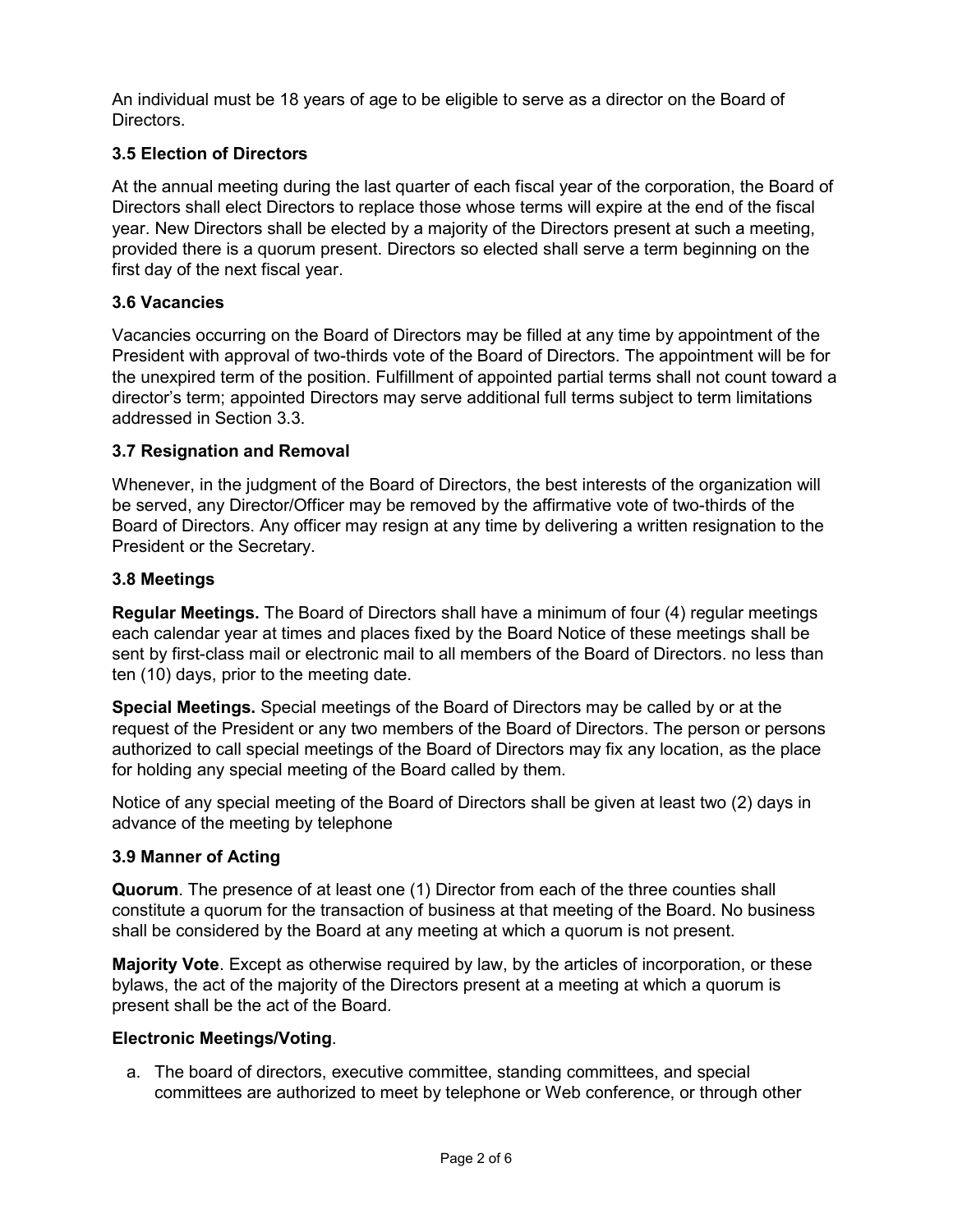An individual must be 18 years of age to be eligible to serve as a director on the Board of Directors.

### 3.5 Election of Directors

At the annual meeting during the last quarter of each fiscal year of the corporation, the Board of Directors shall elect Directors to replace those whose terms will expire at the end of the fiscal year. New Directors shall be elected by a majority of the Directors present at such a meeting, provided there is a quorum present. Directors so elected shall serve a term beginning on the first day of the next fiscal year.

### 3.6 Vacancies

Vacancies occurring on the Board of Directors may be filled at any time by appointment of the President with approval of two-thirds vote of the Board of Directors. The appointment will be for the unexpired term of the position. Fulfillment of appointed partial terms shall not count toward a director's term; appointed Directors may serve additional full terms subject to term limitations addressed in Section 3.3.

### 3.7 Resignation and Removal

Whenever, in the judgment of the Board of Directors, the best interests of the organization will be served, any Director/Officer may be removed by the affirmative vote of two-thirds of the Board of Directors. Any officer may resign at any time by delivering a written resignation to the President or the Secretary.

### 3.8 Meetings

**Regular Meetings.** The Board of Directors shall have a minimum of four (4) regular meetings each calendar year at times and places fixed by the Board Notice of these meetings shall be sent by first-class mail or electronic mail to all members of the Board of Directors. no less than ten (10) days, prior to the meeting date.

**Special Meetings.** Special meetings of the Board of Directors may be called by or at the request of the President or any two members of the Board of Directors. The person or persons authorized to call special meetings of the Board of Directors may fix any location, as the place for holding any special meeting of the Board called by them.

Notice of any special meeting of the Board of Directors shall be given at least two (2) days in advance of the meeting by telephone

### 3.9 Manner of Acting

**Quorum**. The presence of at least one (1) Director from each of the three counties shall constitute a quorum for the transaction of business at that meeting of the Board. No business shall be considered by the Board at any meeting at which a quorum is not present.

**Majority Vote**. Except as otherwise required by law, by the articles of incorporation, or these bylaws, the act of the majority of the Directors present at a meeting at which a quorum is present shall be the act of the Board.

**Electronic Meetings/Voting**.

a. The board of directors, executive committee, standing committees, and special committees are authorized to meet by telephone or Web conference, or through other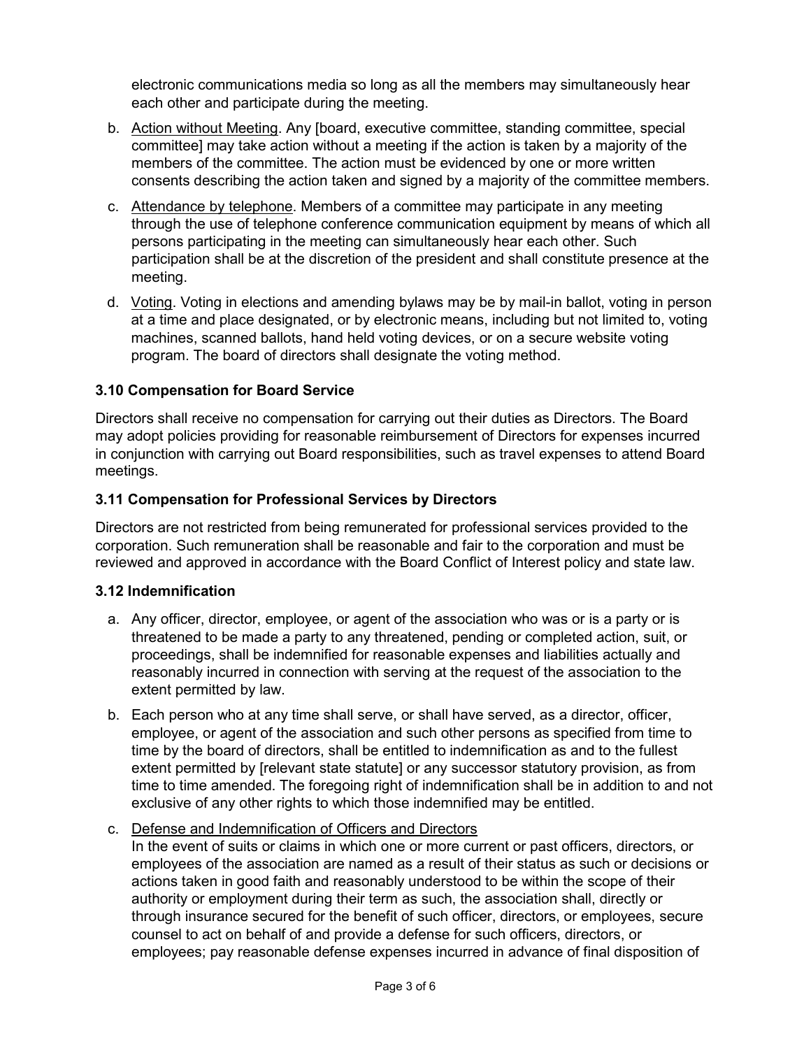electronic communications media so long as all the members may simultaneously hear each other and participate during the meeting.

b. Action without Meeting. Any [board, executive committee, standing committee, special committee] may take action without a meeting if the action is taken by a majority of the members of the committee. The action must be evidenced by one or more written consents describing the action taken and signed by a majority of the committee members.

c. Attendance by telephone. Members of a committee may participate in any meeting through the use of telephone conference communication equipment by means of which all persons participating in the meeting can simultaneously hear each other. Such participation shall be at the discretion of the president and shall constitute presence at the meeting.

d. Voting. Voting in elections and amending bylaws may be by mail-in ballot, voting in person at a time and place designated, or by electronic means, including but not limited to, voting machines, scanned ballots, hand held voting devices, or on a secure website voting program. The board of directors shall designate the voting method.

### 3.10 Compensation for Board Service

Directors shall receive no compensation for carrying out their duties as Directors. The Board may adopt policies providing for reasonable reimbursement of Directors for expenses incurred in conjunction with carrying out Board responsibilities, such as travel expenses to attend Board meetings.

### 3.11 Compensation for Professional Services by Directors

Directors are not restricted from being remunerated for professional services provided to the corporation. Such remuneration shall be reasonable and fair to the corporation and must be reviewed and approved in accordance with the Board Conflict of Interest policy and state law.

### 3.12 Indemnification

a. Any officer, director, employee, or agent of the association who was or is a party or is threatened to be made a party to any threatened, pending or completed action, suit, or proceedings, shall be indemnified for reasonable expenses and liabilities actually and reasonably incurred in connection with serving at the request of the association to the extent permitted by law.

b. Each person who at any time shall serve, or shall have served, as a director, officer, employee, or agent of the association and such other persons as specified from time to time by the board of directors, shall be entitled to indemnification as and to the fullest extent permitted by [relevant state statute] or any successor statutory provision, as from time to time amended. The foregoing right of indemnification shall be in addition to and not exclusive of any other rights to which those indemnified may be entitled.

c. Defense and Indemnification of Officers and Directors
In the event of suits or claims in which one or more current or past officers, directors, or employees of the association are named as a result of their status as such or decisions or actions taken in good faith and reasonably understood to be within the scope of their authority or employment during their term as such, the association shall, directly or through insurance secured for the benefit of such officer, directors, or employees, secure counsel to act on behalf of and provide a defense for such officers, directors, or employees; pay reasonable defense expenses incurred in advance of final disposition of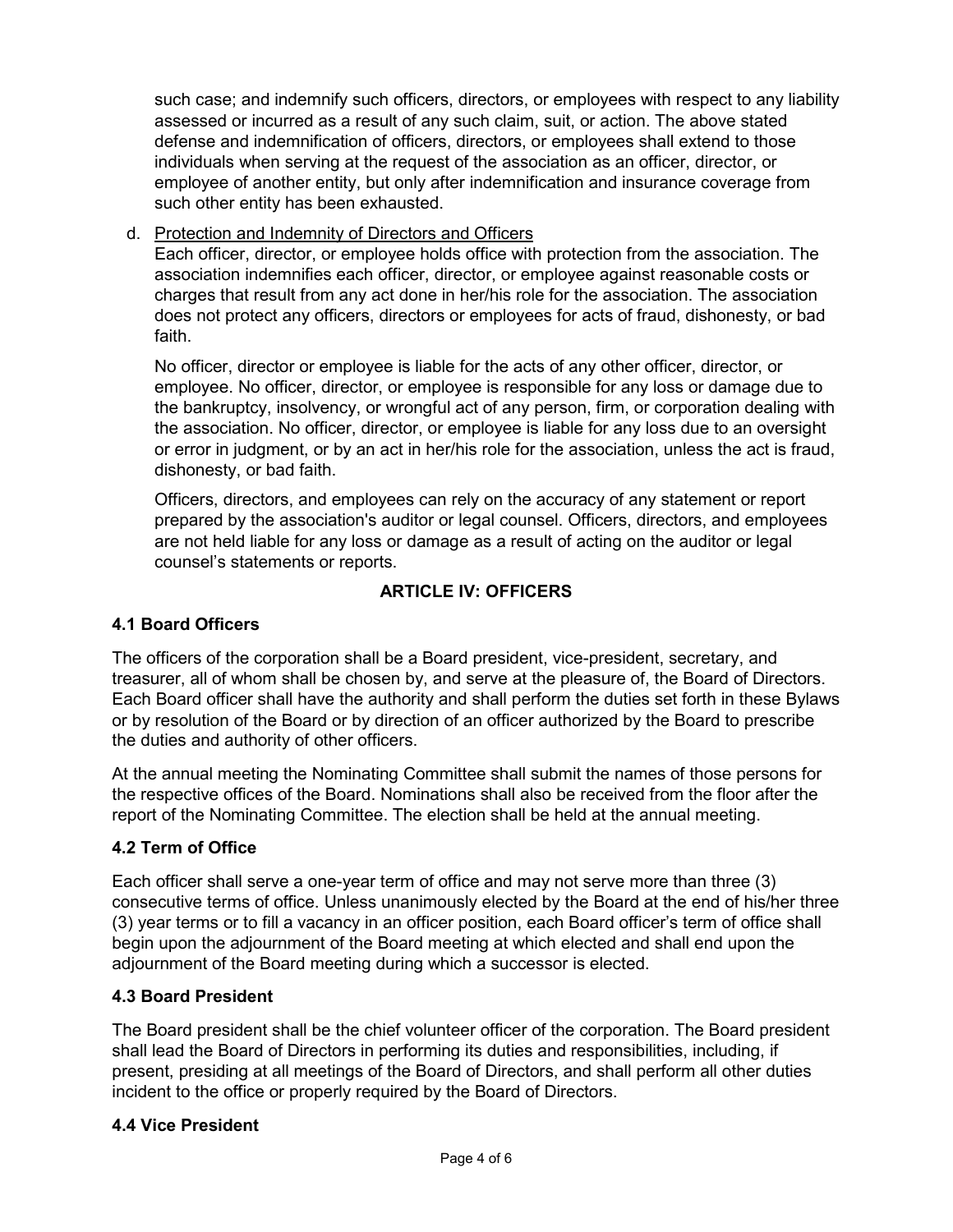such case; and indemnify such officers, directors, or employees with respect to any liability assessed or incurred as a result of any such claim, suit, or action. The above stated defense and indemnification of officers, directors, or employees shall extend to those individuals when serving at the request of the association as an officer, director, or employee of another entity, but only after indemnification and insurance coverage from such other entity has been exhausted.

d. Protection and Indemnity of Directors and Officers

Each officer, director, or employee holds office with protection from the association. The association indemnifies each officer, director, or employee against reasonable costs or charges that result from any act done in her/his role for the association. The association does not protect any officers, directors or employees for acts of fraud, dishonesty, or bad faith.

No officer, director or employee is liable for the acts of any other officer, director, or employee. No officer, director, or employee is responsible for any loss or damage due to the bankruptcy, insolvency, or wrongful act of any person, firm, or corporation dealing with the association. No officer, director, or employee is liable for any loss due to an oversight or error in judgment, or by an act in her/his role for the association, unless the act is fraud, dishonesty, or bad faith.

Officers, directors, and employees can rely on the accuracy of any statement or report prepared by the association's auditor or legal counsel. Officers, directors, and employees are not held liable for any loss or damage as a result of acting on the auditor or legal counsel's statements or reports.

## ARTICLE IV: OFFICERS

### 4.1 Board Officers

The officers of the corporation shall be a Board president, vice-president, secretary, and treasurer, all of whom shall be chosen by, and serve at the pleasure of, the Board of Directors. Each Board officer shall have the authority and shall perform the duties set forth in these Bylaws or by resolution of the Board or by direction of an officer authorized by the Board to prescribe the duties and authority of other officers.

At the annual meeting the Nominating Committee shall submit the names of those persons for the respective offices of the Board. Nominations shall also be received from the floor after the report of the Nominating Committee. The election shall be held at the annual meeting.

### 4.2 Term of Office

Each officer shall serve a one-year term of office and may not serve more than three (3) consecutive terms of office. Unless unanimously elected by the Board at the end of his/her three (3) year terms or to fill a vacancy in an officer position, each Board officer's term of office shall begin upon the adjournment of the Board meeting at which elected and shall end upon the adjournment of the Board meeting during which a successor is elected.

### 4.3 Board President

The Board president shall be the chief volunteer officer of the corporation. The Board president shall lead the Board of Directors in performing its duties and responsibilities, including, if present, presiding at all meetings of the Board of Directors, and shall perform all other duties incident to the office or properly required by the Board of Directors.

### 4.4 Vice President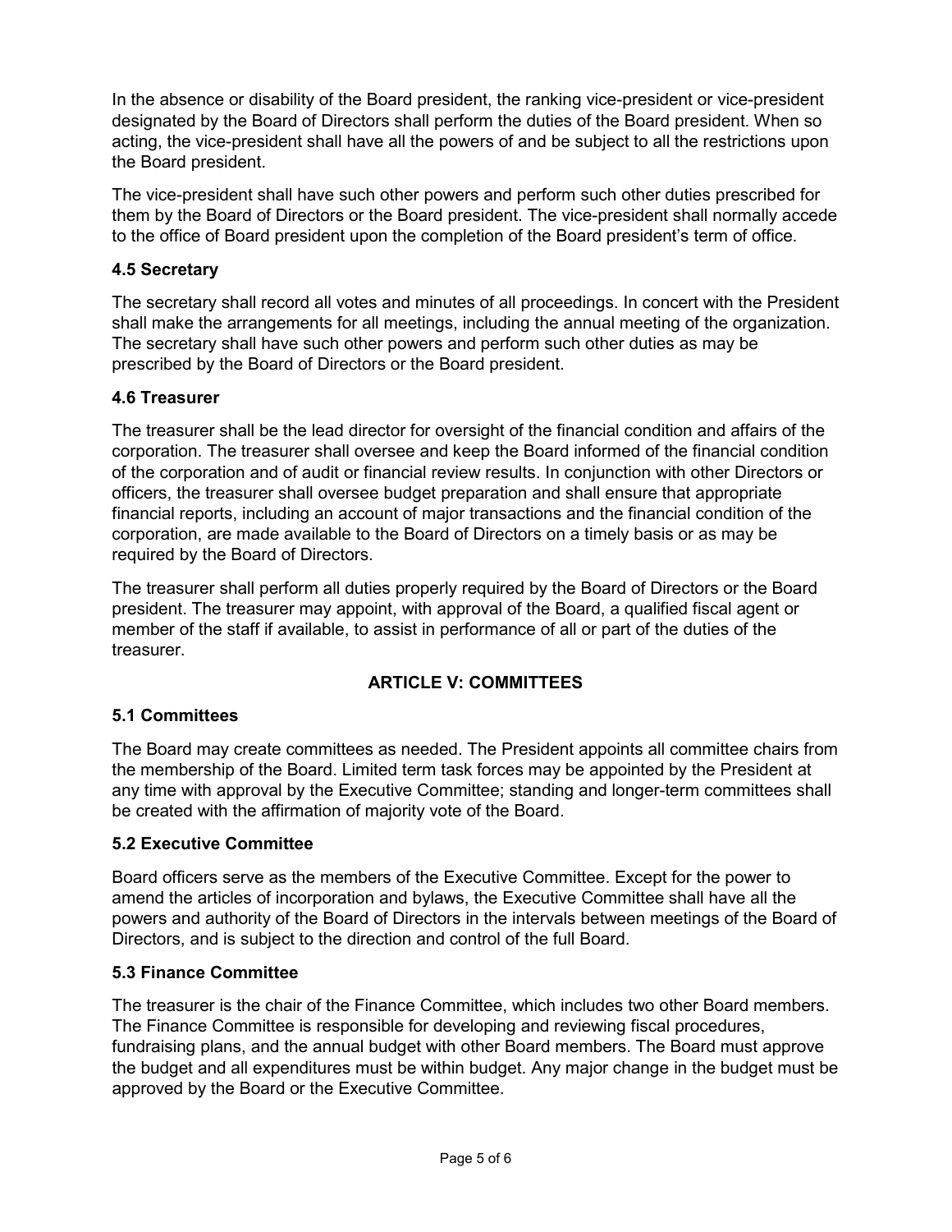In the absence or disability of the Board president, the ranking vice-president or vice-president designated by the Board of Directors shall perform the duties of the Board president. When so acting, the vice-president shall have all the powers of and be subject to all the restrictions upon the Board president.

The vice-president shall have such other powers and perform such other duties prescribed for them by the Board of Directors or the Board president. The vice-president shall normally accede to the office of Board president upon the completion of the Board president's term of office.

### 4.5 Secretary

The secretary shall record all votes and minutes of all proceedings. In concert with the President shall make the arrangements for all meetings, including the annual meeting of the organization. The secretary shall have such other powers and perform such other duties as may be prescribed by the Board of Directors or the Board president.

### 4.6 Treasurer

The treasurer shall be the lead director for oversight of the financial condition and affairs of the corporation. The treasurer shall oversee and keep the Board informed of the financial condition of the corporation and of audit or financial review results. In conjunction with other Directors or officers, the treasurer shall oversee budget preparation and shall ensure that appropriate financial reports, including an account of major transactions and the financial condition of the corporation, are made available to the Board of Directors on a timely basis or as may be required by the Board of Directors.

The treasurer shall perform all duties properly required by the Board of Directors or the Board president. The treasurer may appoint, with approval of the Board, a qualified fiscal agent or member of the staff if available, to assist in performance of all or part of the duties of the treasurer.

## ARTICLE V: COMMITTEES

### 5.1 Committees

The Board may create committees as needed. The President appoints all committee chairs from the membership of the Board. Limited term task forces may be appointed by the President at any time with approval by the Executive Committee; standing and longer-term committees shall be created with the affirmation of majority vote of the Board.

### 5.2 Executive Committee

Board officers serve as the members of the Executive Committee. Except for the power to amend the articles of incorporation and bylaws, the Executive Committee shall have all the powers and authority of the Board of Directors in the intervals between meetings of the Board of Directors, and is subject to the direction and control of the full Board.

### 5.3 Finance Committee

The treasurer is the chair of the Finance Committee, which includes two other Board members. The Finance Committee is responsible for developing and reviewing fiscal procedures, fundraising plans, and the annual budget with other Board members. The Board must approve the budget and all expenditures must be within budget. Any major change in the budget must be approved by the Board or the Executive Committee.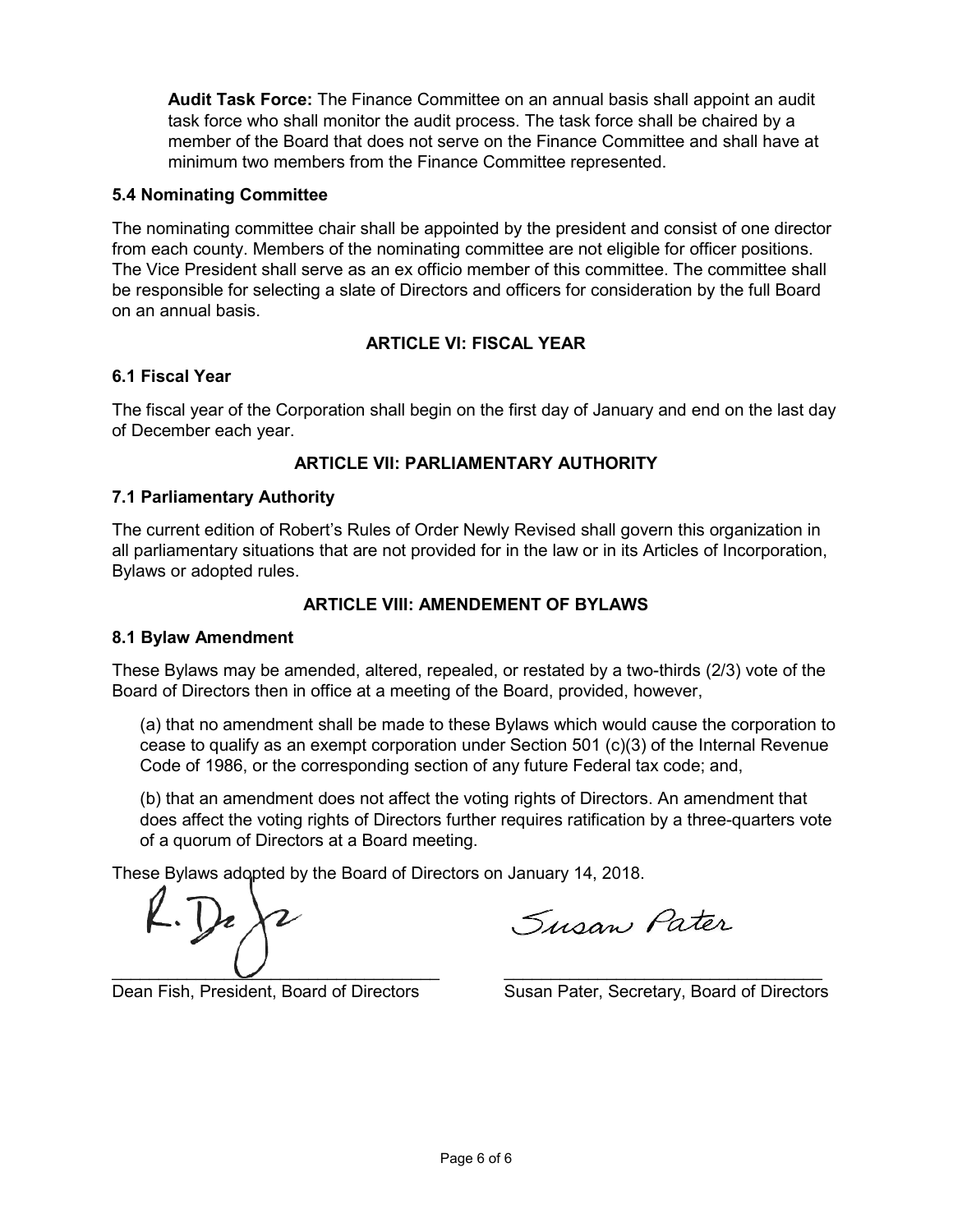**Audit Task Force:** The Finance Committee on an annual basis shall appoint an audit task force who shall monitor the audit process. The task force shall be chaired by a member of the Board that does not serve on the Finance Committee and shall have at minimum two members from the Finance Committee represented.

### 5.4 Nominating Committee

The nominating committee chair shall be appointed by the president and consist of one director from each county. Members of the nominating committee are not eligible for officer positions. The Vice President shall serve as an ex officio member of this committee. The committee shall be responsible for selecting a slate of Directors and officers for consideration by the full Board on an annual basis.

## ARTICLE VI: FISCAL YEAR

### 6.1 Fiscal Year

The fiscal year of the Corporation shall begin on the first day of January and end on the last day of December each year.

## ARTICLE VII: PARLIAMENTARY AUTHORITY

### 7.1 Parliamentary Authority

The current edition of Robert's Rules of Order Newly Revised shall govern this organization in all parliamentary situations that are not provided for in the law or in its Articles of Incorporation, Bylaws or adopted rules.

## ARTICLE VIII: AMENDEMENT OF BYLAWS

### 8.1 Bylaw Amendment

These Bylaws may be amended, altered, repealed, or restated by a two-thirds (2/3) vote of the Board of Directors then in office at a meeting of the Board, provided, however,

(a) that no amendment shall be made to these Bylaws which would cause the corporation to cease to qualify as an exempt corporation under Section 501 (c)(3) of the Internal Revenue Code of 1986, or the corresponding section of any future Federal tax code; and,

(b) that an amendment does not affect the voting rights of Directors. An amendment that does affect the voting rights of Directors further requires ratification by a three-quarters vote of a quorum of Directors at a Board meeting.

These Bylaws adopted by the Board of Directors on January 14, 2018.

R. De Jr

Dean Fish, President, Board of Directors

Susan Pater

Susan Pater, Secretary, Board of Directors